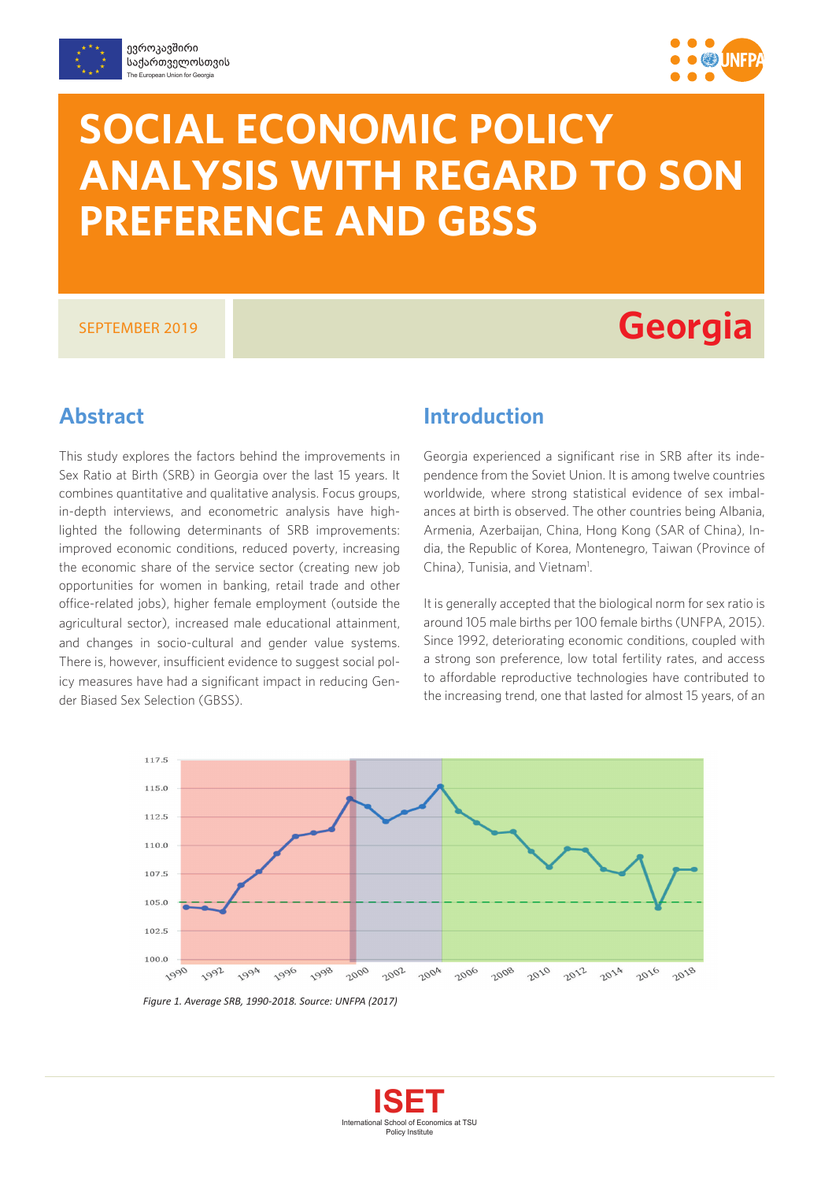ევროკავშირი საქართველოსთვის
The European Union for Georgia

# SOCIAL ECONOMIC POLICY ANALYSIS WITH REGARD TO SON PREFERENCE AND GBSS

SEPTEMBER 2019

**Georgia**

## Abstract

This study explores the factors behind the improvements in Sex Ratio at Birth (SRB) in Georgia over the last 15 years. It combines quantitative and qualitative analysis. Focus groups, in-depth interviews, and econometric analysis have highlighted the following determinants of SRB improvements: improved economic conditions, reduced poverty, increasing the economic share of the service sector (creating new job opportunities for women in banking, retail trade and other office-related jobs), higher female employment (outside the agricultural sector), increased male educational attainment, and changes in socio-cultural and gender value systems. There is, however, insufficient evidence to suggest social policy measures have had a significant impact in reducing Gender Biased Sex Selection (GBSS).

## Introduction

Georgia experienced a significant rise in SRB after its independence from the Soviet Union. It is among twelve countries worldwide, where strong statistical evidence of sex imbalances at birth is observed. The other countries being Albania, Armenia, Azerbaijan, China, Hong Kong (SAR of China), India, the Republic of Korea, Montenegro, Taiwan (Province of China), Tunisia, and Vietnam[1].

It is generally accepted that the biological norm for sex ratio is around 105 male births per 100 female births (UNFPA, 2015). Since 1992, deteriorating economic conditions, coupled with a strong son preference, low total fertility rates, and access to affordable reproductive technologies have contributed to the increasing trend, one that lasted for almost 15 years, of an

*Figure 1. Average SRB, 1990-2018. Source: UNFPA (2017)*

ISET
International School of Economics at TSU
Policy Institute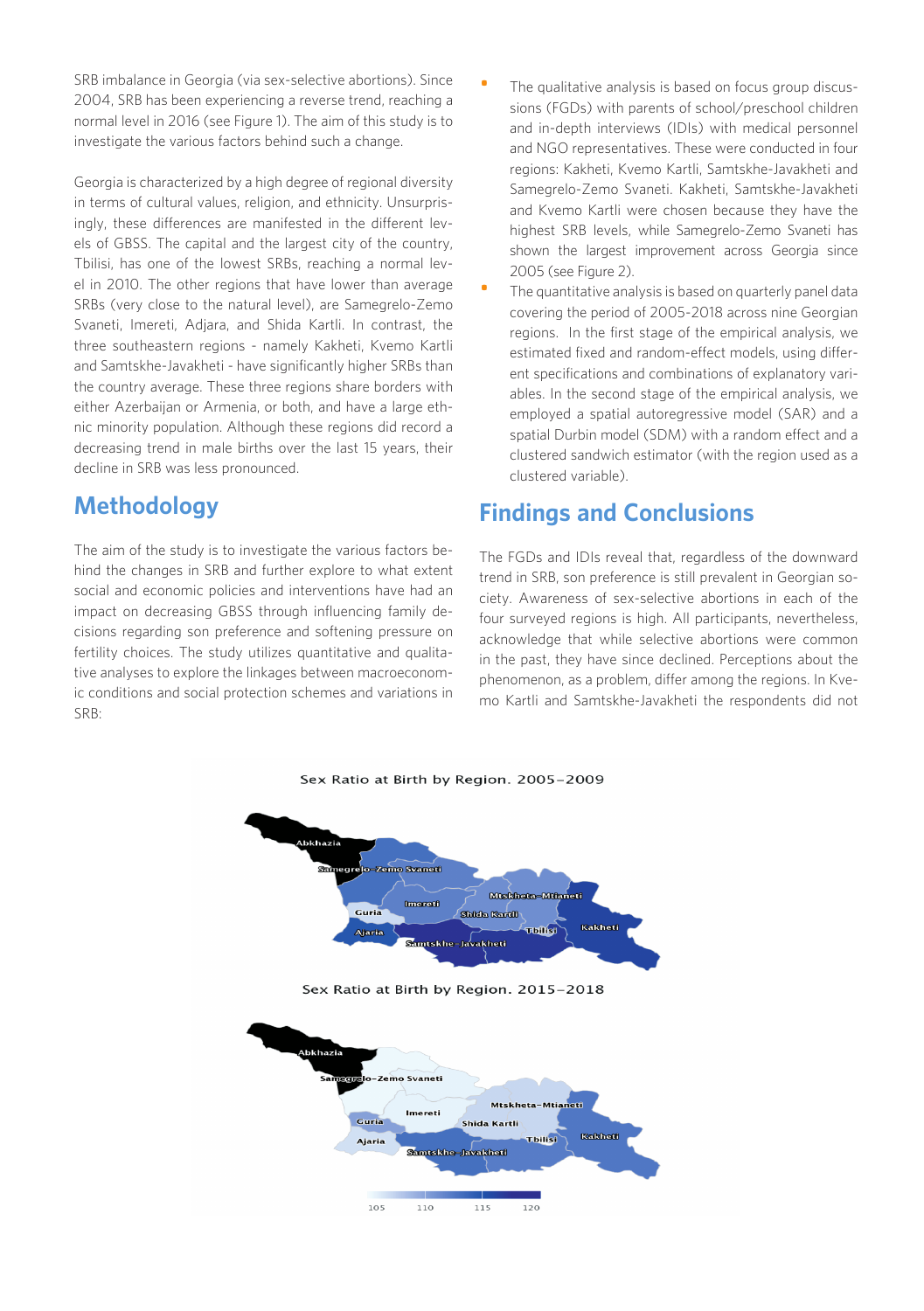SRB imbalance in Georgia (via sex-selective abortions). Since 2004, SRB has been experiencing a reverse trend, reaching a normal level in 2016 (see Figure 1). The aim of this study is to investigate the various factors behind such a change.

Georgia is characterized by a high degree of regional diversity in terms of cultural values, religion, and ethnicity. Unsurprisingly, these differences are manifested in the different levels of GBSS. The capital and the largest city of the country, Tbilisi, has one of the lowest SRBs, reaching a normal level in 2010. The other regions that have lower than average SRBs (very close to the natural level), are Samegrelo-Zemo Svaneti, Imereti, Adjara, and Shida Kartli. In contrast, the three southeastern regions - namely Kakheti, Kvemo Kartli and Samtskhe-Javakheti - have significantly higher SRBs than the country average. These three regions share borders with either Azerbaijan or Armenia, or both, and have a large ethnic minority population. Although these regions did record a decreasing trend in male births over the last 15 years, their decline in SRB was less pronounced.

## Methodology

The aim of the study is to investigate the various factors behind the changes in SRB and further explore to what extent social and economic policies and interventions have had an impact on decreasing GBSS through influencing family decisions regarding son preference and softening pressure on fertility choices. The study utilizes quantitative and qualitative analyses to explore the linkages between macroeconomic conditions and social protection schemes and variations in SRB:

- The qualitative analysis is based on focus group discussions (FGDs) with parents of school/preschool children and in-depth interviews (IDIs) with medical personnel and NGO representatives. These were conducted in four regions: Kakheti, Kvemo Kartli, Samtskhe-Javakheti and Samegrelo-Zemo Svaneti. Kakheti, Samtskhe-Javakheti and Kvemo Kartli were chosen because they have the highest SRB levels, while Samegrelo-Zemo Svaneti has shown the largest improvement across Georgia since 2005 (see Figure 2).
- The quantitative analysis is based on quarterly panel data covering the period of 2005-2018 across nine Georgian regions. In the first stage of the empirical analysis, we estimated fixed and random-effect models, using different specifications and combinations of explanatory variables. In the second stage of the empirical analysis, we employed a spatial autoregressive model (SAR) and a spatial Durbin model (SDM) with a random effect and a clustered sandwich estimator (with the region used as a clustered variable).

## Findings and Conclusions

The FGDs and IDIs reveal that, regardless of the downward trend in SRB, son preference is still prevalent in Georgian society. Awareness of sex-selective abortions in each of the four surveyed regions is high. All participants, nevertheless, acknowledge that while selective abortions were common in the past, they have since declined. Perceptions about the phenomenon, as a problem, differ among the regions. In Kvemo Kartli and Samtskhe-Javakheti the respondents did not

Sex Ratio at Birth by Region. 2005–2009

Sex Ratio at Birth by Region. 2015–2018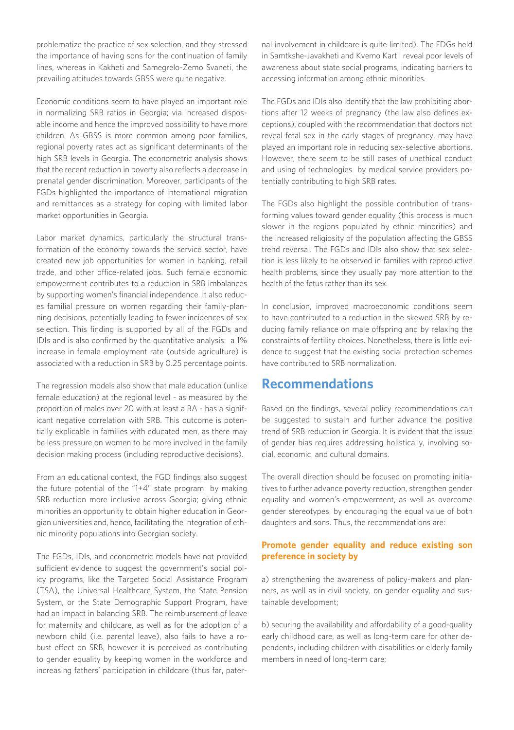problematize the practice of sex selection, and they stressed the importance of having sons for the continuation of family lines, whereas in Kakheti and Samegrelo-Zemo Svaneti, the prevailing attitudes towards GBSS were quite negative.

Economic conditions seem to have played an important role in normalizing SRB ratios in Georgia; via increased disposable income and hence the improved possibility to have more children. As GBSS is more common among poor families, regional poverty rates act as significant determinants of the high SRB levels in Georgia. The econometric analysis shows that the recent reduction in poverty also reflects a decrease in prenatal gender discrimination. Moreover, participants of the FGDs highlighted the importance of international migration and remittances as a strategy for coping with limited labor market opportunities in Georgia.

Labor market dynamics, particularly the structural transformation of the economy towards the service sector, have created new job opportunities for women in banking, retail trade, and other office-related jobs. Such female economic empowerment contributes to a reduction in SRB imbalances by supporting women's financial independence. It also reduces familial pressure on women regarding their family-planning decisions, potentially leading to fewer incidences of sex selection. This finding is supported by all of the FGDs and IDIs and is also confirmed by the quantitative analysis: a 1% increase in female employment rate (outside agriculture) is associated with a reduction in SRB by 0.25 percentage points.

The regression models also show that male education (unlike female education) at the regional level - as measured by the proportion of males over 20 with at least a BA - has a significant negative correlation with SRB. This outcome is potentially explicable in families with educated men, as there may be less pressure on women to be more involved in the family decision making process (including reproductive decisions).

From an educational context, the FGD findings also suggest the future potential of the "1+4" state program by making SRB reduction more inclusive across Georgia; giving ethnic minorities an opportunity to obtain higher education in Georgian universities and, hence, facilitating the integration of ethnic minority populations into Georgian society.

The FGDs, IDIs, and econometric models have not provided sufficient evidence to suggest the government's social policy programs, like the Targeted Social Assistance Program (TSA), the Universal Healthcare System, the State Pension System, or the State Demographic Support Program, have had an impact in balancing SRB. The reimbursement of leave for maternity and childcare, as well as for the adoption of a newborn child (i.e. parental leave), also fails to have a robust effect on SRB, however it is perceived as contributing to gender equality by keeping women in the workforce and increasing fathers' participation in childcare (thus far, paternal involvement in childcare is quite limited). The FDGs held in Samtkshe-Javakheti and Kvemo Kartli reveal poor levels of awareness about state social programs, indicating barriers to accessing information among ethnic minorities.

The FGDs and IDIs also identify that the law prohibiting abortions after 12 weeks of pregnancy (the law also defines exceptions), coupled with the recommendation that doctors not reveal fetal sex in the early stages of pregnancy, may have played an important role in reducing sex-selective abortions. However, there seem to be still cases of unethical conduct and using of technologies by medical service providers potentially contributing to high SRB rates.

The FGDs also highlight the possible contribution of transforming values toward gender equality (this process is much slower in the regions populated by ethnic minorities) and the increased religiosity of the population affecting the GBSS trend reversal. The FGDs and IDIs also show that sex selection is less likely to be observed in families with reproductive health problems, since they usually pay more attention to the health of the fetus rather than its sex.

In conclusion, improved macroeconomic conditions seem to have contributed to a reduction in the skewed SRB by reducing family reliance on male offspring and by relaxing the constraints of fertility choices. Nonetheless, there is little evidence to suggest that the existing social protection schemes have contributed to SRB normalization.

## Recommendations

Based on the findings, several policy recommendations can be suggested to sustain and further advance the positive trend of SRB reduction in Georgia. It is evident that the issue of gender bias requires addressing holistically, involving social, economic, and cultural domains.

The overall direction should be focused on promoting initiatives to further advance poverty reduction, strengthen gender equality and women's empowerment, as well as overcome gender stereotypes, by encouraging the equal value of both daughters and sons. Thus, the recommendations are:

### Promote gender equality and reduce existing son preference in society by

a) strengthening the awareness of policy-makers and planners, as well as in civil society, on gender equality and sustainable development;

b) securing the availability and affordability of a good-quality early childhood care, as well as long-term care for other dependents, including children with disabilities or elderly family members in need of long-term care;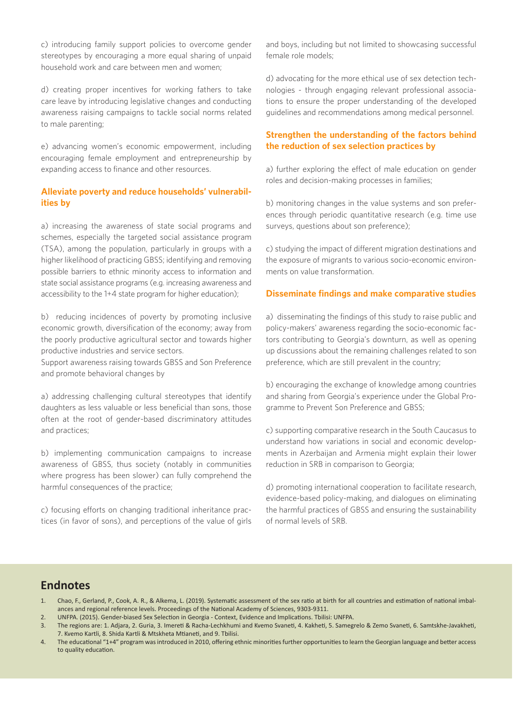c) introducing family support policies to overcome gender stereotypes by encouraging a more equal sharing of unpaid household work and care between men and women;

d) creating proper incentives for working fathers to take care leave by introducing legislative changes and conducting awareness raising campaigns to tackle social norms related to male parenting;

e) advancing women's economic empowerment, including encouraging female employment and entrepreneurship by expanding access to finance and other resources.

### Alleviate poverty and reduce households' vulnerabilities by

a) increasing the awareness of state social programs and schemes, especially the targeted social assistance program (TSA), among the population, particularly in groups with a higher likelihood of practicing GBSS; identifying and removing possible barriers to ethnic minority access to information and state social assistance programs (e.g. increasing awareness and accessibility to the 1+4 state program for higher education);

b) reducing incidences of poverty by promoting inclusive economic growth, diversification of the economy; away from the poorly productive agricultural sector and towards higher productive industries and service sectors.

Support awareness raising towards GBSS and Son Preference and promote behavioral changes by

a) addressing challenging cultural stereotypes that identify daughters as less valuable or less beneficial than sons, those often at the root of gender-based discriminatory attitudes and practices;

b) implementing communication campaigns to increase awareness of GBSS, thus society (notably in communities where progress has been slower) can fully comprehend the harmful consequences of the practice;

c) focusing efforts on changing traditional inheritance practices (in favor of sons), and perceptions of the value of girls and boys, including but not limited to showcasing successful female role models;

d) advocating for the more ethical use of sex detection technologies - through engaging relevant professional associations to ensure the proper understanding of the developed guidelines and recommendations among medical personnel.

### Strengthen the understanding of the factors behind the reduction of sex selection practices by

a) further exploring the effect of male education on gender roles and decision-making processes in families;

b) monitoring changes in the value systems and son preferences through periodic quantitative research (e.g. time use surveys, questions about son preference);

c) studying the impact of different migration destinations and the exposure of migrants to various socio-economic environments on value transformation.

### Disseminate findings and make comparative studies

a) disseminating the findings of this study to raise public and policy-makers' awareness regarding the socio-economic factors contributing to Georgia's downturn, as well as opening up discussions about the remaining challenges related to son preference, which are still prevalent in the country;

b) encouraging the exchange of knowledge among countries and sharing from Georgia's experience under the Global Programme to Prevent Son Preference and GBSS;

c) supporting comparative research in the South Caucasus to understand how variations in social and economic developments in Azerbaijan and Armenia might explain their lower reduction in SRB in comparison to Georgia;

d) promoting international cooperation to facilitate research, evidence-based policy-making, and dialogues on eliminating the harmful practices of GBSS and ensuring the sustainability of normal levels of SRB.

## Endnotes

1. Chao, F., Gerland, P., Cook, A. R., & Alkema, L. (2019). Systematic assessment of the sex ratio at birth for all countries and estimation of national imbalances and regional reference levels. Proceedings of the National Academy of Sciences, 9303-9311.
2. UNFPA. (2015). Gender-biased Sex Selection in Georgia - Context, Evidence and Implications. Tbilisi: UNFPA.
3. The regions are: 1. Adjara, 2. Guria, 3. Imereti & Racha-Lechkhumi and Kvemo Svaneti, 4. Kakheti, 5. Samegrelo & Zemo Svaneti, 6. Samtskhe-Javakheti, 7. Kvemo Kartli, 8. Shida Kartli & Mtskheta Mtianeti, and 9. Tbilisi.
4. The educational "1+4" program was introduced in 2010, offering ethnic minorities further opportunities to learn the Georgian language and better access to quality education.